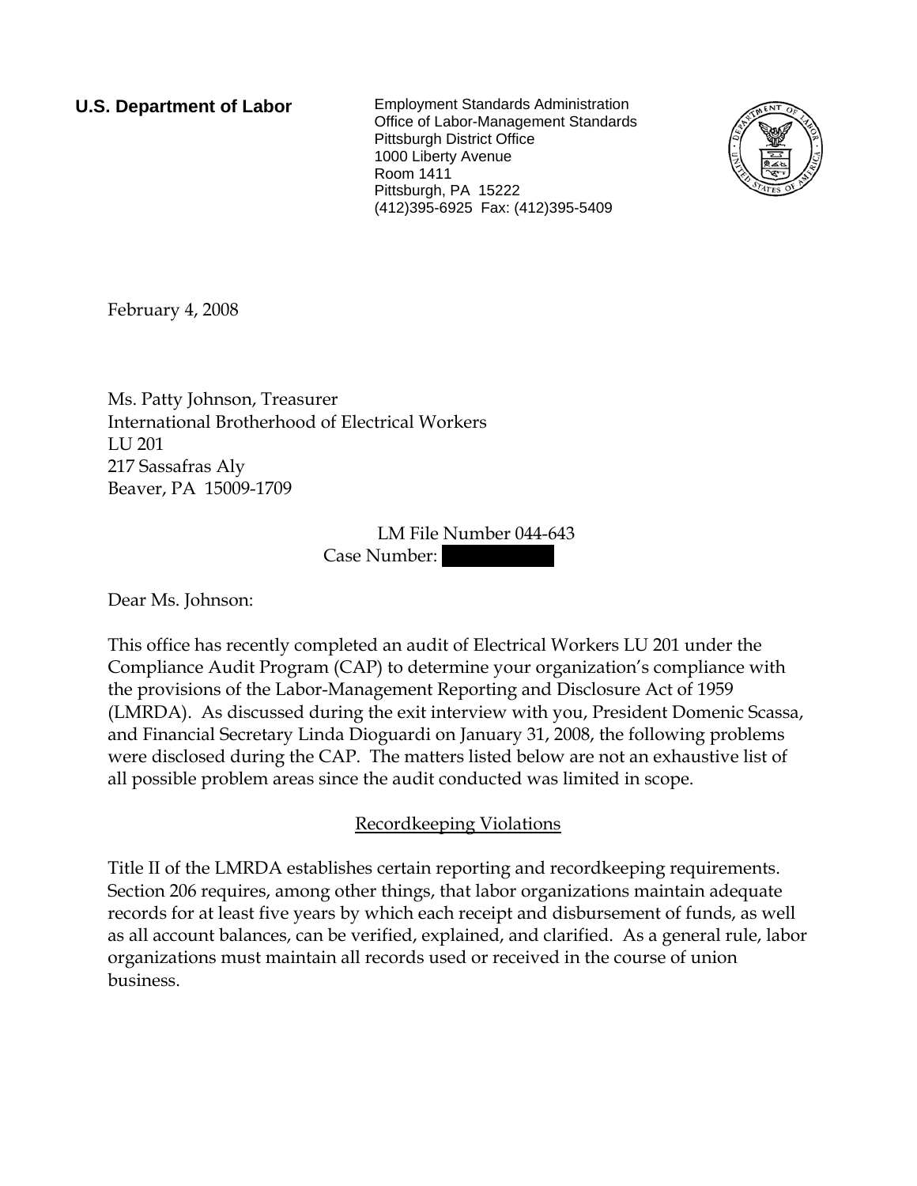**U.S. Department of Labor**

Employment Standards Administration
Office of Labor-Management Standards
Pittsburgh District Office
1000 Liberty Avenue
Room 1411
Pittsburgh, PA 15222
(412)395-6925 Fax: (412)395-5409

February 4, 2008

Ms. Patty Johnson, Treasurer
International Brotherhood of Electrical Workers
LU 201
217 Sassafras Aly
Beaver, PA 15009-1709

LM File Number 044-643
Case Number: 

Dear Ms. Johnson:

This office has recently completed an audit of Electrical Workers LU 201 under the Compliance Audit Program (CAP) to determine your organization's compliance with the provisions of the Labor-Management Reporting and Disclosure Act of 1959 (LMRDA). As discussed during the exit interview with you, President Domenic Scassa, and Financial Secretary Linda Dioguardi on January 31, 2008, the following problems were disclosed during the CAP. The matters listed below are not an exhaustive list of all possible problem areas since the audit conducted was limited in scope.

## Recordkeeping Violations

Title II of the LMRDA establishes certain reporting and recordkeeping requirements. Section 206 requires, among other things, that labor organizations maintain adequate records for at least five years by which each receipt and disbursement of funds, as well as all account balances, can be verified, explained, and clarified. As a general rule, labor organizations must maintain all records used or received in the course of union business.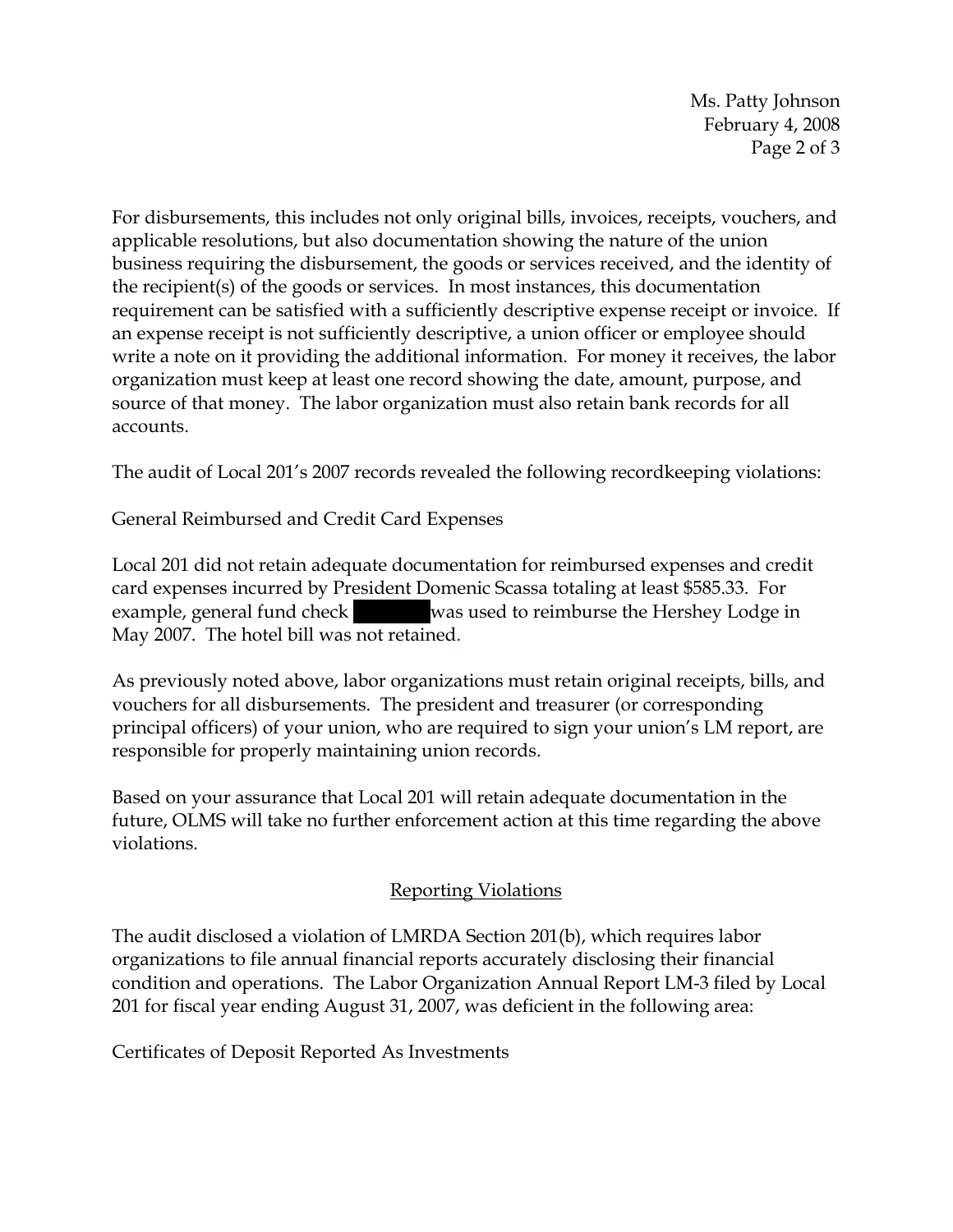For disbursements, this includes not only original bills, invoices, receipts, vouchers, and applicable resolutions, but also documentation showing the nature of the union business requiring the disbursement, the goods or services received, and the identity of the recipient(s) of the goods or services. In most instances, this documentation requirement can be satisfied with a sufficiently descriptive expense receipt or invoice. If an expense receipt is not sufficiently descriptive, a union officer or employee should write a note on it providing the additional information. For money it receives, the labor organization must keep at least one record showing the date, amount, purpose, and source of that money. The labor organization must also retain bank records for all accounts.

The audit of Local 201's 2007 records revealed the following recordkeeping violations:

General Reimbursed and Credit Card Expenses

Local 201 did not retain adequate documentation for reimbursed expenses and credit card expenses incurred by President Domenic Scassa totaling at least $585.33. For example, general fund check ██████ was used to reimburse the Hershey Lodge in May 2007. The hotel bill was not retained.

As previously noted above, labor organizations must retain original receipts, bills, and vouchers for all disbursements. The president and treasurer (or corresponding principal officers) of your union, who are required to sign your union's LM report, are responsible for properly maintaining union records.

Based on your assurance that Local 201 will retain adequate documentation in the future, OLMS will take no further enforcement action at this time regarding the above violations.

## Reporting Violations

The audit disclosed a violation of LMRDA Section 201(b), which requires labor organizations to file annual financial reports accurately disclosing their financial condition and operations. The Labor Organization Annual Report LM-3 filed by Local 201 for fiscal year ending August 31, 2007, was deficient in the following area:

Certificates of Deposit Reported As Investments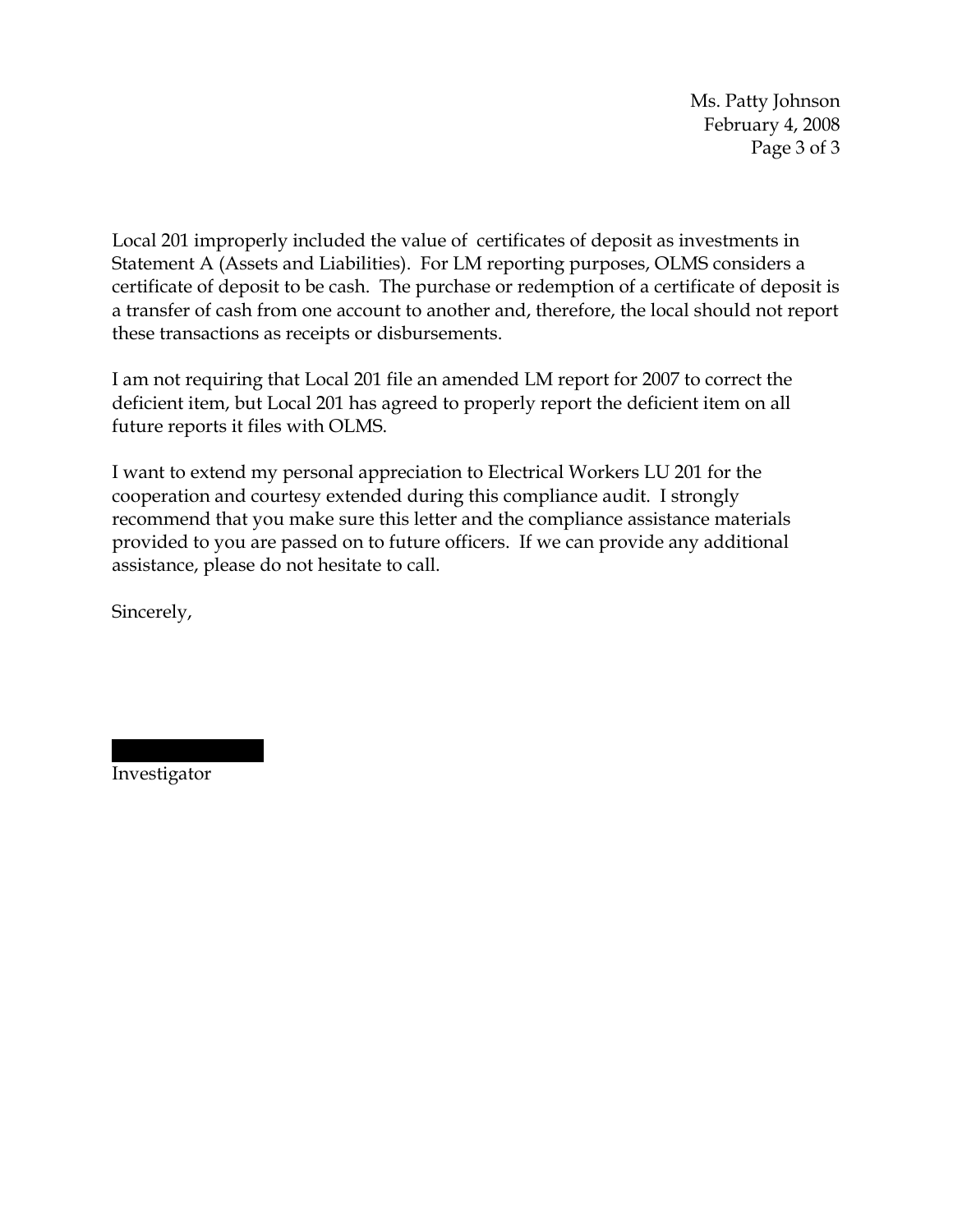Local 201 improperly included the value of certificates of deposit as investments in Statement A (Assets and Liabilities). For LM reporting purposes, OLMS considers a certificate of deposit to be cash. The purchase or redemption of a certificate of deposit is a transfer of cash from one account to another and, therefore, the local should not report these transactions as receipts or disbursements.

I am not requiring that Local 201 file an amended LM report for 2007 to correct the deficient item, but Local 201 has agreed to properly report the deficient item on all future reports it files with OLMS.

I want to extend my personal appreciation to Electrical Workers LU 201 for the cooperation and courtesy extended during this compliance audit. I strongly recommend that you make sure this letter and the compliance assistance materials provided to you are passed on to future officers. If we can provide any additional assistance, please do not hesitate to call.

Sincerely,

Investigator